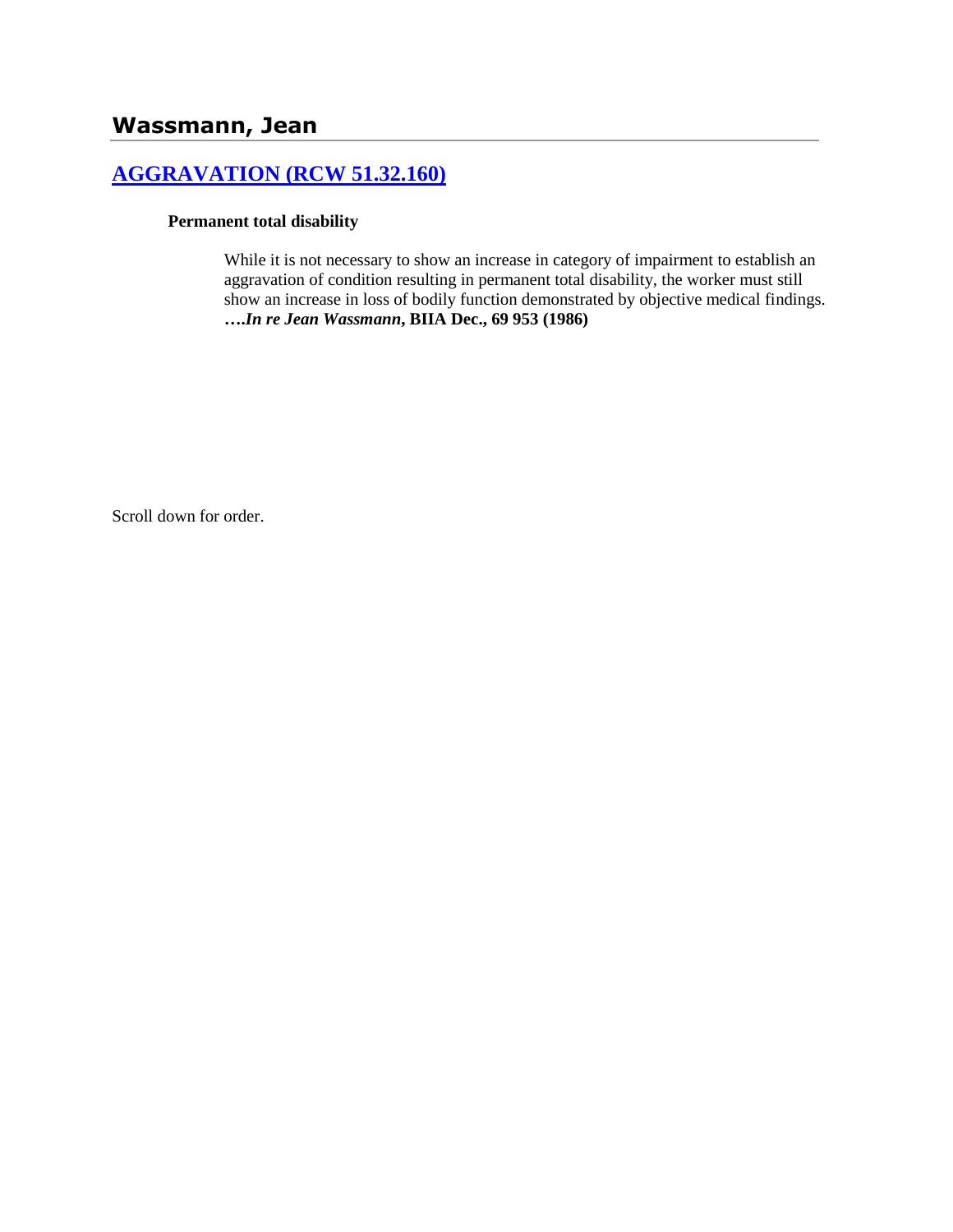## Wassmann, Jean

### [AGGRAVATION (RCW 51.32.160)]

**Permanent total disability**

> While it is not necessary to show an increase in category of impairment to establish an aggravation of condition resulting in permanent total disability, the worker must still show an increase in loss of bodily function demonstrated by objective medical findings. ***….In re Jean Wassmann*, BIIA Dec., 69 953 (1986)**

Scroll down for order.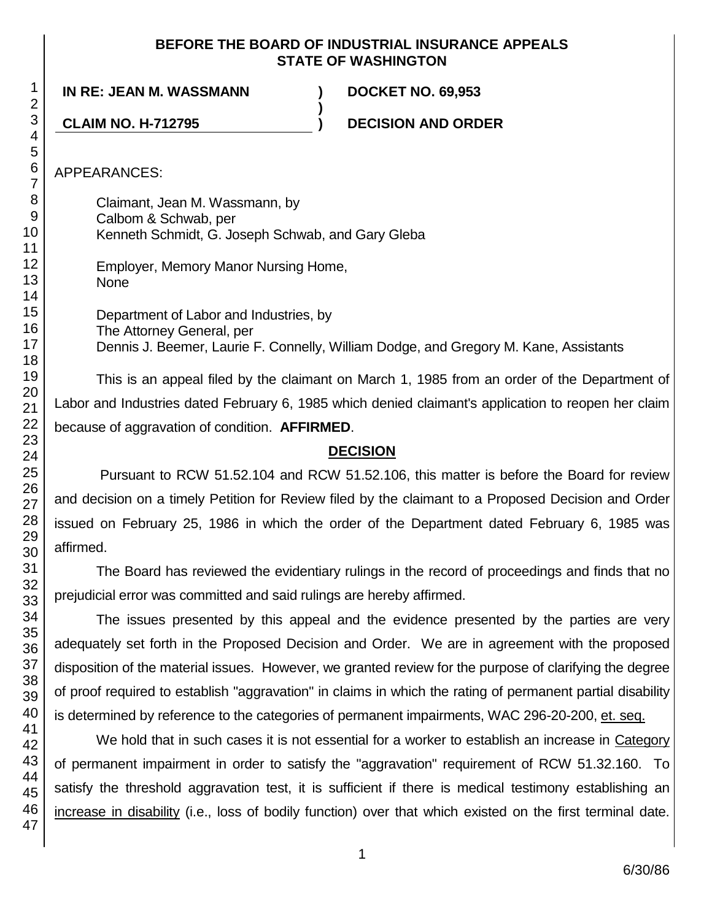**BEFORE THE BOARD OF INDUSTRIAL INSURANCE APPEALS**
**STATE OF WASHINGTON**

| **IN RE: JEAN M. WASSMANN** | **)** | **DOCKET NO. 69,953** |
|---|---|---|
| | **)** | |
| **CLAIM NO. H-712795** | **)** | **DECISION AND ORDER** |

APPEARANCES:

Claimant, Jean M. Wassmann, by
Calbom & Schwab, per
Kenneth Schmidt, G. Joseph Schwab, and Gary Gleba

Employer, Memory Manor Nursing Home,
None

Department of Labor and Industries, by
The Attorney General, per
Dennis J. Beemer, Laurie F. Connelly, William Dodge, and Gregory M. Kane, Assistants

This is an appeal filed by the claimant on March 1, 1985 from an order of the Department of Labor and Industries dated February 6, 1985 which denied claimant's application to reopen her claim because of aggravation of condition. **AFFIRMED**.

## DECISION

Pursuant to RCW 51.52.104 and RCW 51.52.106, this matter is before the Board for review and decision on a timely Petition for Review filed by the claimant to a Proposed Decision and Order issued on February 25, 1986 in which the order of the Department dated February 6, 1985 was affirmed.

The Board has reviewed the evidentiary rulings in the record of proceedings and finds that no prejudicial error was committed and said rulings are hereby affirmed.

The issues presented by this appeal and the evidence presented by the parties are very adequately set forth in the Proposed Decision and Order. We are in agreement with the proposed disposition of the material issues. However, we granted review for the purpose of clarifying the degree of proof required to establish "aggravation" in claims in which the rating of permanent partial disability is determined by reference to the categories of permanent impairments, WAC 296-20-200, et. seq.

We hold that in such cases it is not essential for a worker to establish an increase in Category of permanent impairment in order to satisfy the "aggravation" requirement of RCW 51.32.160. To satisfy the threshold aggravation test, it is sufficient if there is medical testimony establishing an increase in disability (i.e., loss of bodily function) over that which existed on the first terminal date.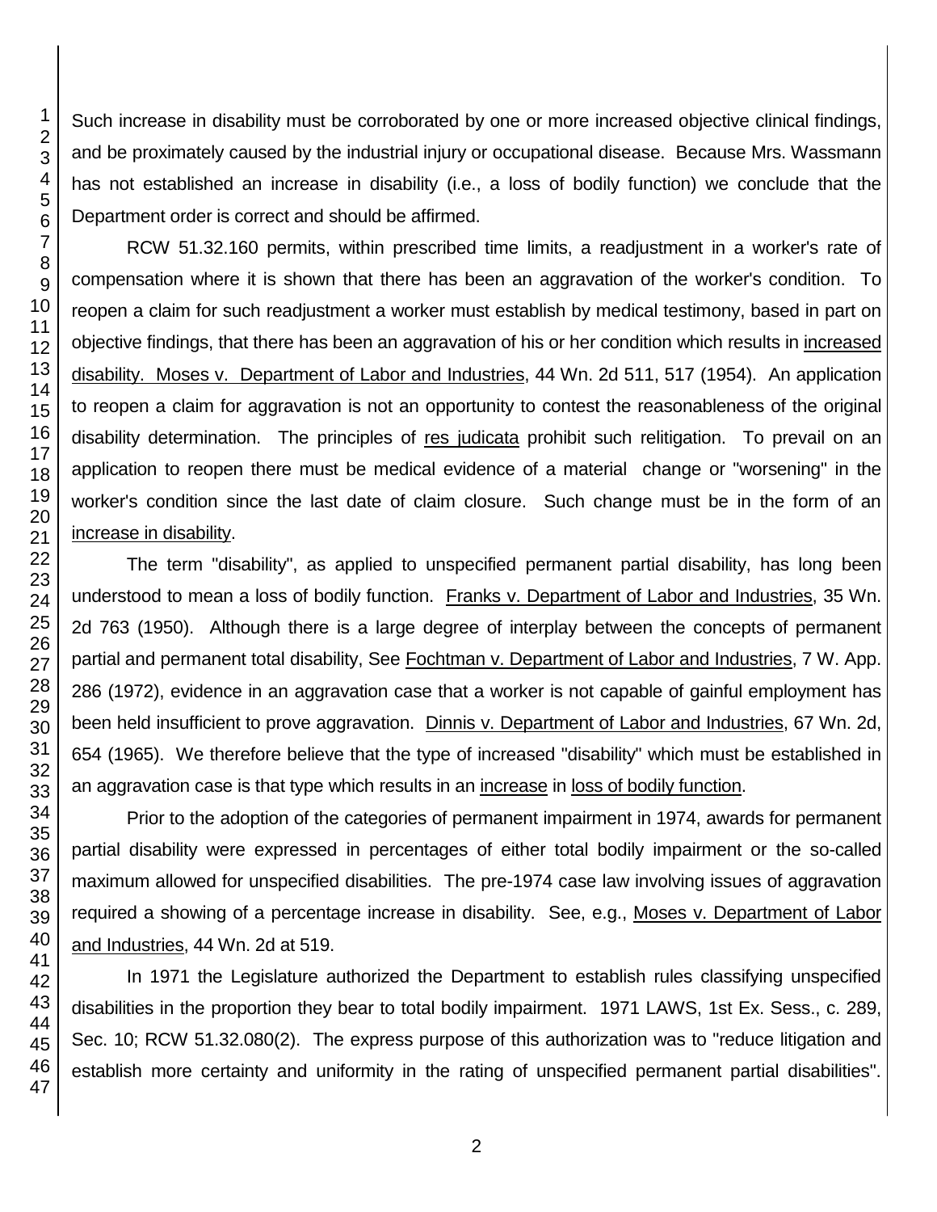Such increase in disability must be corroborated by one or more increased objective clinical findings, and be proximately caused by the industrial injury or occupational disease. Because Mrs. Wassmann has not established an increase in disability (i.e., a loss of bodily function) we conclude that the Department order is correct and should be affirmed.

RCW 51.32.160 permits, within prescribed time limits, a readjustment in a worker's rate of compensation where it is shown that there has been an aggravation of the worker's condition. To reopen a claim for such readjustment a worker must establish by medical testimony, based in part on objective findings, that there has been an aggravation of his or her condition which results in increased disability. Moses v. Department of Labor and Industries, 44 Wn. 2d 511, 517 (1954). An application to reopen a claim for aggravation is not an opportunity to contest the reasonableness of the original disability determination. The principles of res judicata prohibit such relitigation. To prevail on an application to reopen there must be medical evidence of a material change or "worsening" in the worker's condition since the last date of claim closure. Such change must be in the form of an increase in disability.

The term "disability", as applied to unspecified permanent partial disability, has long been understood to mean a loss of bodily function. Franks v. Department of Labor and Industries, 35 Wn. 2d 763 (1950). Although there is a large degree of interplay between the concepts of permanent partial and permanent total disability, See Fochtman v. Department of Labor and Industries, 7 W. App. 286 (1972), evidence in an aggravation case that a worker is not capable of gainful employment has been held insufficient to prove aggravation. Dinnis v. Department of Labor and Industries, 67 Wn. 2d, 654 (1965). We therefore believe that the type of increased "disability" which must be established in an aggravation case is that type which results in an increase in loss of bodily function.

Prior to the adoption of the categories of permanent impairment in 1974, awards for permanent partial disability were expressed in percentages of either total bodily impairment or the so-called maximum allowed for unspecified disabilities. The pre-1974 case law involving issues of aggravation required a showing of a percentage increase in disability. See, e.g., Moses v. Department of Labor and Industries, 44 Wn. 2d at 519.

In 1971 the Legislature authorized the Department to establish rules classifying unspecified disabilities in the proportion they bear to total bodily impairment. 1971 LAWS, 1st Ex. Sess., c. 289, Sec. 10; RCW 51.32.080(2). The express purpose of this authorization was to "reduce litigation and establish more certainty and uniformity in the rating of unspecified permanent partial disabilities".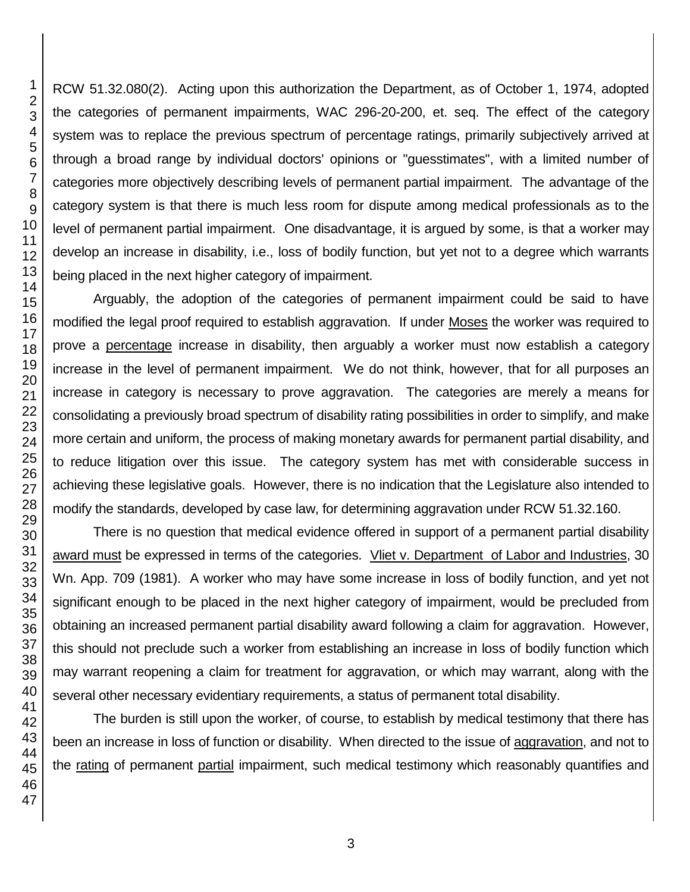RCW 51.32.080(2). Acting upon this authorization the Department, as of October 1, 1974, adopted the categories of permanent impairments, WAC 296-20-200, et. seq. The effect of the category system was to replace the previous spectrum of percentage ratings, primarily subjectively arrived at through a broad range by individual doctors' opinions or "guesstimates", with a limited number of categories more objectively describing levels of permanent partial impairment. The advantage of the category system is that there is much less room for dispute among medical professionals as to the level of permanent partial impairment. One disadvantage, it is argued by some, is that a worker may develop an increase in disability, i.e., loss of bodily function, but yet not to a degree which warrants being placed in the next higher category of impairment.

Arguably, the adoption of the categories of permanent impairment could be said to have modified the legal proof required to establish aggravation. If under Moses the worker was required to prove a percentage increase in disability, then arguably a worker must now establish a category increase in the level of permanent impairment. We do not think, however, that for all purposes an increase in category is necessary to prove aggravation. The categories are merely a means for consolidating a previously broad spectrum of disability rating possibilities in order to simplify, and make more certain and uniform, the process of making monetary awards for permanent partial disability, and to reduce litigation over this issue. The category system has met with considerable success in achieving these legislative goals. However, there is no indication that the Legislature also intended to modify the standards, developed by case law, for determining aggravation under RCW 51.32.160.

There is no question that medical evidence offered in support of a permanent partial disability award must be expressed in terms of the categories. Vliet v. Department of Labor and Industries, 30 Wn. App. 709 (1981). A worker who may have some increase in loss of bodily function, and yet not significant enough to be placed in the next higher category of impairment, would be precluded from obtaining an increased permanent partial disability award following a claim for aggravation. However, this should not preclude such a worker from establishing an increase in loss of bodily function which may warrant reopening a claim for treatment for aggravation, or which may warrant, along with the several other necessary evidentiary requirements, a status of permanent total disability.

The burden is still upon the worker, of course, to establish by medical testimony that there has been an increase in loss of function or disability. When directed to the issue of aggravation, and not to the rating of permanent partial impairment, such medical testimony which reasonably quantifies and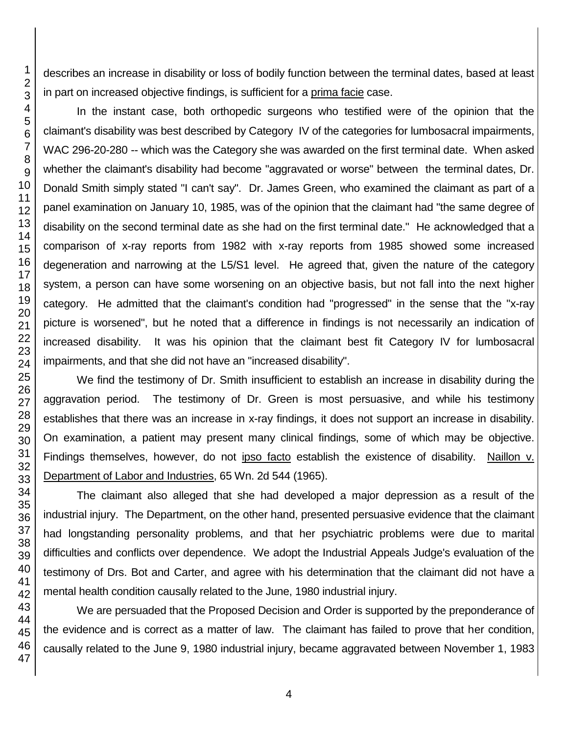describes an increase in disability or loss of bodily function between the terminal dates, based at least in part on increased objective findings, is sufficient for a prima facie case.

In the instant case, both orthopedic surgeons who testified were of the opinion that the claimant's disability was best described by Category IV of the categories for lumbosacral impairments, WAC 296-20-280 -- which was the Category she was awarded on the first terminal date. When asked whether the claimant's disability had become "aggravated or worse" between the terminal dates, Dr. Donald Smith simply stated "I can't say". Dr. James Green, who examined the claimant as part of a panel examination on January 10, 1985, was of the opinion that the claimant had "the same degree of disability on the second terminal date as she had on the first terminal date." He acknowledged that a comparison of x-ray reports from 1982 with x-ray reports from 1985 showed some increased degeneration and narrowing at the L5/S1 level. He agreed that, given the nature of the category system, a person can have some worsening on an objective basis, but not fall into the next higher category. He admitted that the claimant's condition had "progressed" in the sense that the "x-ray picture is worsened", but he noted that a difference in findings is not necessarily an indication of increased disability. It was his opinion that the claimant best fit Category IV for lumbosacral impairments, and that she did not have an "increased disability".

We find the testimony of Dr. Smith insufficient to establish an increase in disability during the aggravation period. The testimony of Dr. Green is most persuasive, and while his testimony establishes that there was an increase in x-ray findings, it does not support an increase in disability. On examination, a patient may present many clinical findings, some of which may be objective. Findings themselves, however, do not ipso facto establish the existence of disability. Naillon v. Department of Labor and Industries, 65 Wn. 2d 544 (1965).

The claimant also alleged that she had developed a major depression as a result of the industrial injury. The Department, on the other hand, presented persuasive evidence that the claimant had longstanding personality problems, and that her psychiatric problems were due to marital difficulties and conflicts over dependence. We adopt the Industrial Appeals Judge's evaluation of the testimony of Drs. Bot and Carter, and agree with his determination that the claimant did not have a mental health condition causally related to the June, 1980 industrial injury.

We are persuaded that the Proposed Decision and Order is supported by the preponderance of the evidence and is correct as a matter of law. The claimant has failed to prove that her condition, causally related to the June 9, 1980 industrial injury, became aggravated between November 1, 1983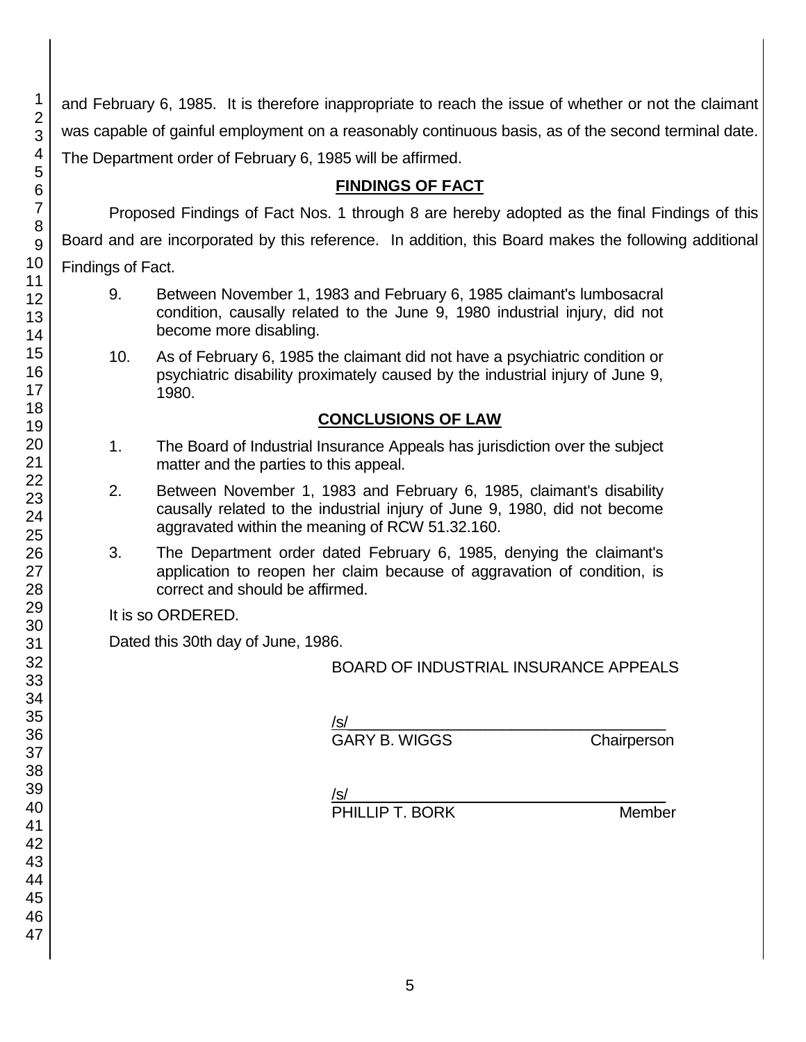and February 6, 1985. It is therefore inappropriate to reach the issue of whether or not the claimant was capable of gainful employment on a reasonably continuous basis, as of the second terminal date. The Department order of February 6, 1985 will be affirmed.

## FINDINGS OF FACT

Proposed Findings of Fact Nos. 1 through 8 are hereby adopted as the final Findings of this Board and are incorporated by this reference. In addition, this Board makes the following additional Findings of Fact.

9. Between November 1, 1983 and February 6, 1985 claimant's lumbosacral condition, causally related to the June 9, 1980 industrial injury, did not become more disabling.

10. As of February 6, 1985 the claimant did not have a psychiatric condition or psychiatric disability proximately caused by the industrial injury of June 9, 1980.

## CONCLUSIONS OF LAW

1. The Board of Industrial Insurance Appeals has jurisdiction over the subject matter and the parties to this appeal.

2. Between November 1, 1983 and February 6, 1985, claimant's disability causally related to the industrial injury of June 9, 1980, did not become aggravated within the meaning of RCW 51.32.160.

3. The Department order dated February 6, 1985, denying the claimant's application to reopen her claim because of aggravation of condition, is correct and should be affirmed.

It is so ORDERED.

Dated this 30th day of June, 1986.

BOARD OF INDUSTRIAL INSURANCE APPEALS

/s/
GARY B. WIGGS Chairperson

/s/
PHILLIP T. BORK Member